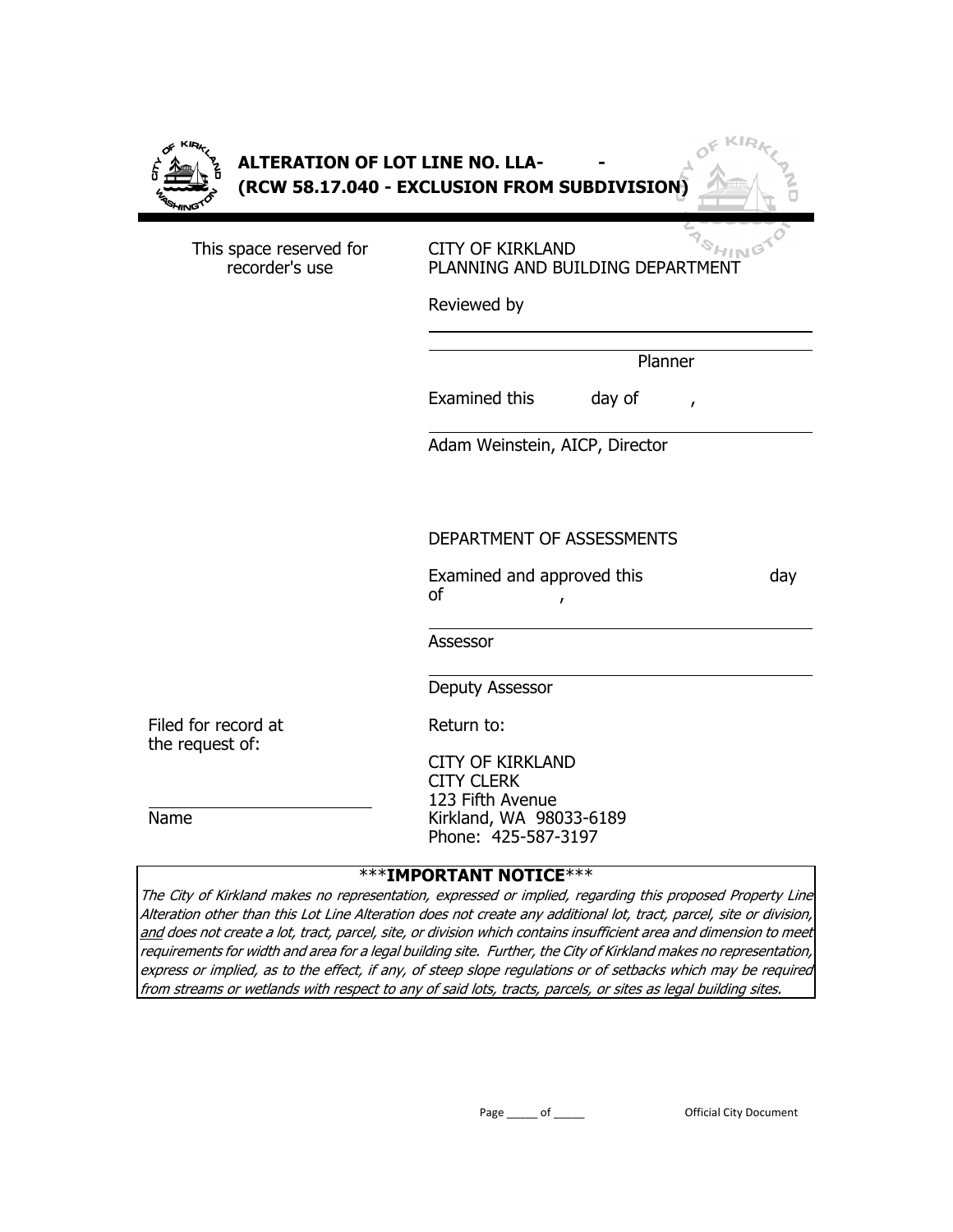# ALTERATION OF LOT LINE NO. LLA-          -
# (RCW 58.17.040 - EXCLUSION FROM SUBDIVISION)

This space reserved for recorder's use

CITY OF KIRKLAND
PLANNING AND BUILDING DEPARTMENT

Reviewed by

\_\_\_\_\_\_\_\_\_\_\_\_\_\_\_\_\_\_\_\_\_\_\_\_\_\_\_\_\_\_\_\_\_\_\_\_

\_\_\_\_\_\_\_\_\_\_\_\_\_\_\_\_\_\_\_\_\_\_\_\_\_\_\_\_\_\_\_\_\_\_\_\_
Planner

Examined this          day of          ,

\_\_\_\_\_\_\_\_\_\_\_\_\_\_\_\_\_\_\_\_\_\_\_\_\_\_\_\_\_\_\_\_\_\_\_\_
Adam Weinstein, AICP, Director

DEPARTMENT OF ASSESSMENTS

Examined and approved this                    day of                ,

\_\_\_\_\_\_\_\_\_\_\_\_\_\_\_\_\_\_\_\_\_\_\_\_\_\_\_\_\_\_\_\_\_\_\_\_
Assessor

\_\_\_\_\_\_\_\_\_\_\_\_\_\_\_\_\_\_\_\_\_\_\_\_\_\_\_\_\_\_\_\_\_\_\_\_
Deputy Assessor

Filed for record at the request of:

\_\_\_\_\_\_\_\_\_\_\_\_\_\_\_\_\_\_\_\_\_\_\_\_\_\_\_\_
Name

Return to:

CITY OF KIRKLAND
CITY CLERK
123 Fifth Avenue
Kirkland, WA 98033-6189
Phone: 425-587-3197

***IMPORTANT NOTICE***

*The City of Kirkland makes no representation, expressed or implied, regarding this proposed Property Line Alteration other than this Lot Line Alteration does not create any additional lot, tract, parcel, site or division, and does not create a lot, tract, parcel, site, or division which contains insufficient area and dimension to meet requirements for width and area for a legal building site. Further, the City of Kirkland makes no representation, express or implied, as to the effect, if any, of steep slope regulations or of setbacks which may be required from streams or wetlands with respect to any of said lots, tracts, parcels, or sites as legal building sites.*

Official City Document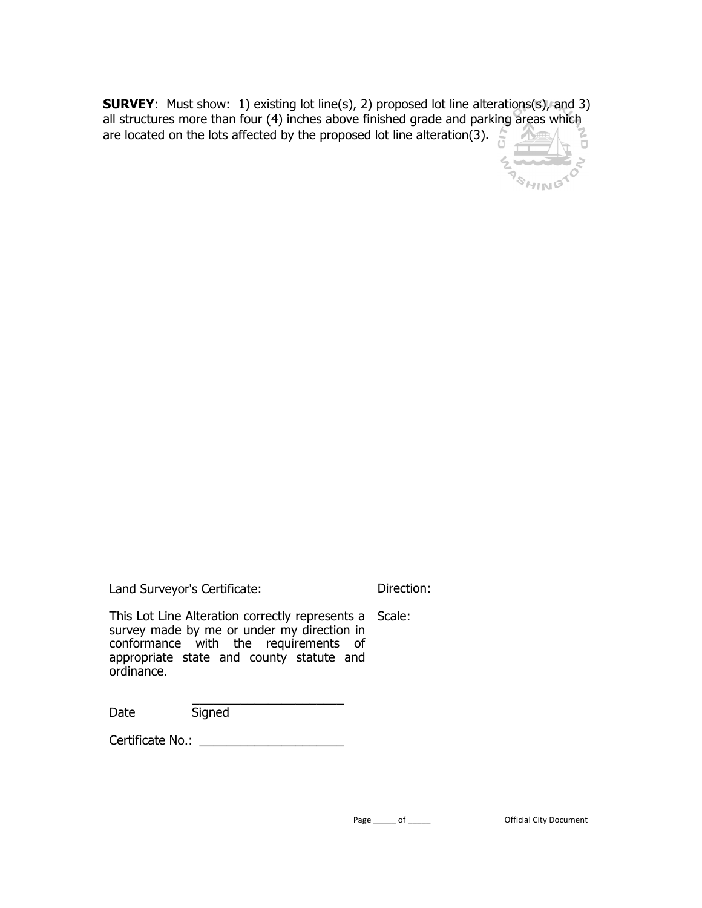**SURVEY**: Must show: 1) existing lot line(s), 2) proposed lot line alterations(s), and 3) all structures more than four (4) inches above finished grade and parking areas which are located on the lots affected by the proposed lot line alteration(3).

Land Surveyor's Certificate:

This Lot Line Alteration correctly represents a survey made by me or under my direction in conformance with the requirements of appropriate state and county statute and ordinance.

\_\_\_\_\_\_\_\_\_\_ \_\_\_\_\_\_\_\_\_\_\_\_\_\_\_\_\_\_\_\_\_

Date Signed

Certificate No.: \_\_\_\_\_\_\_\_\_\_\_\_\_\_\_\_\_\_\_\_

Direction:

Scale:

Official City Document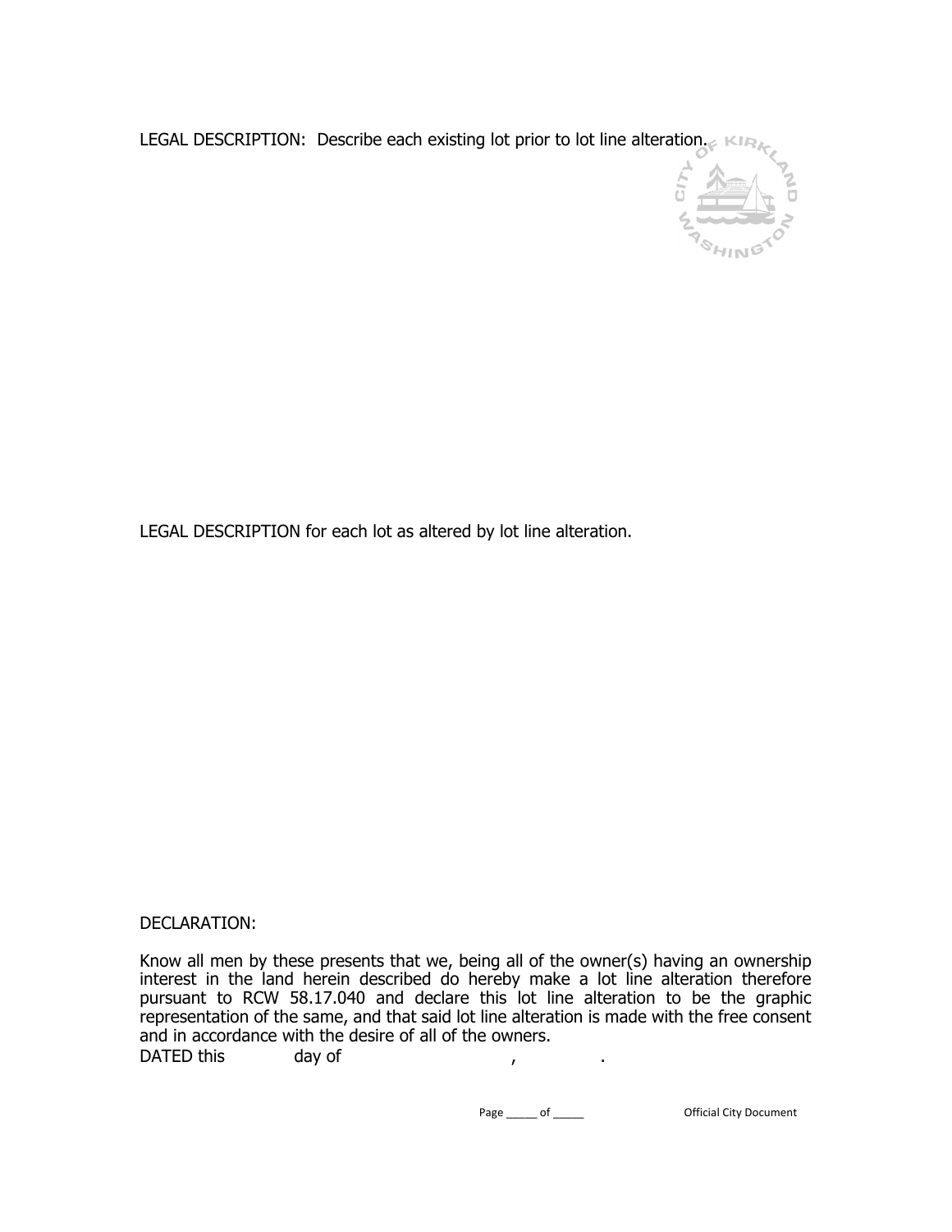LEGAL DESCRIPTION: Describe each existing lot prior to lot line alteration.

LEGAL DESCRIPTION for each lot as altered by lot line alteration.

DECLARATION:

Know all men by these presents that we, being all of the owner(s) having an ownership interest in the land herein described do hereby make a lot line alteration therefore pursuant to RCW 58.17.040 and declare this lot line alteration to be the graphic representation of the same, and that said lot line alteration is made with the free consent and in accordance with the desire of all of the owners.

DATED this day of , .

Official City Document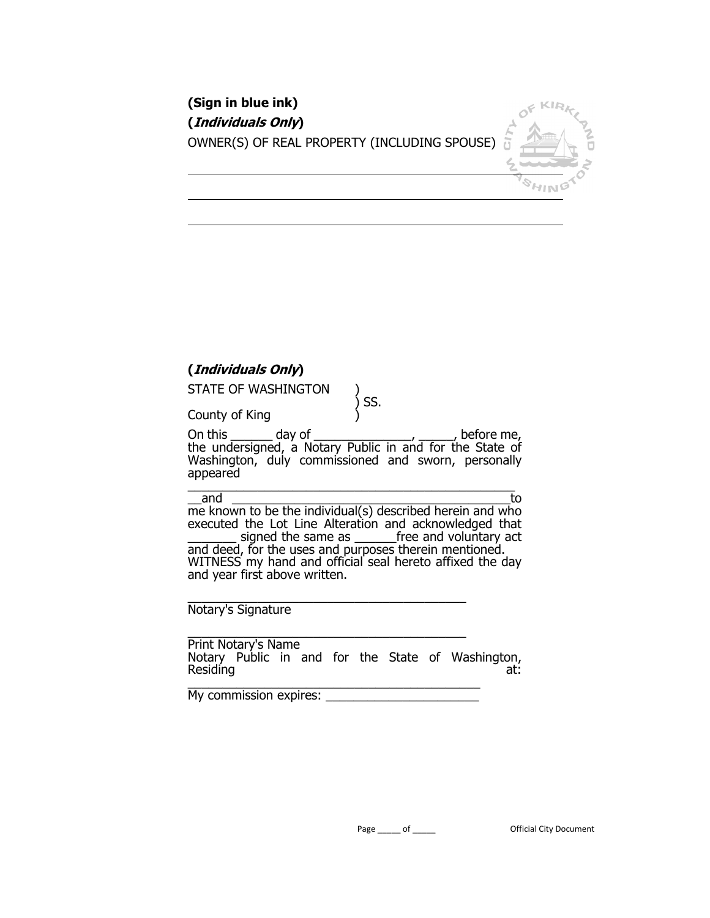**(Sign in blue ink)**

**(*Individuals Only*)**

OWNER(S) OF REAL PROPERTY (INCLUDING SPOUSE)

\_\_\_\_\_\_\_\_\_\_\_\_\_\_\_\_\_\_\_\_\_\_\_\_\_\_\_\_\_\_\_\_\_\_\_\_\_\_\_\_\_\_\_\_\_\_\_\_

\_\_\_\_\_\_\_\_\_\_\_\_\_\_\_\_\_\_\_\_\_\_\_\_\_\_\_\_\_\_\_\_\_\_\_\_\_\_\_\_\_\_\_\_\_\_\_\_

\_\_\_\_\_\_\_\_\_\_\_\_\_\_\_\_\_\_\_\_\_\_\_\_\_\_\_\_\_\_\_\_\_\_\_\_\_\_\_\_\_\_\_\_\_\_\_\_

**(*Individuals Only*)**

STATE OF WASHINGTON )
) SS.
County of King )

On this ______ day of ______________, _____, before me, the undersigned, a Notary Public in and for the State of Washington, duly commissioned and sworn, personally appeared

__________________________________________________and ___________________________________________to me known to be the individual(s) described herein and who executed the Lot Line Alteration and acknowledged that _______ signed the same as ______free and voluntary act and deed, for the uses and purposes therein mentioned. WITNESS my hand and official seal hereto affixed the day and year first above written.

_________________________________________
Notary's Signature

_________________________________________
Print Notary's Name
Notary Public in and for the State of Washington, Residing at:
_________________________________________
My commission expires: ______________________

Official City Document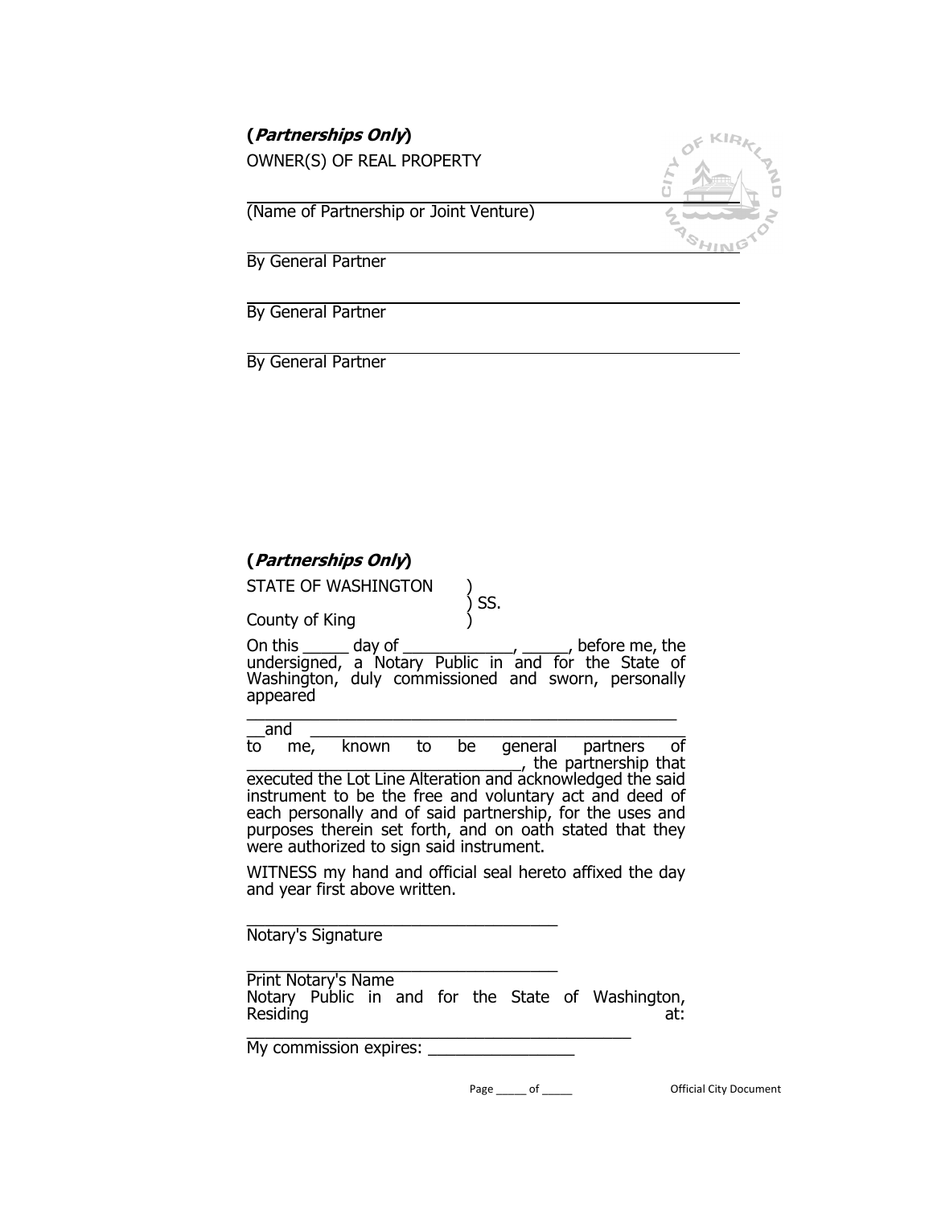**(*Partnerships Only*)**

OWNER(S) OF REAL PROPERTY

\_\_\_\_\_\_\_\_\_\_\_\_\_\_\_\_\_\_\_\_\_\_\_\_\_\_\_\_\_\_\_\_\_\_\_\_\_\_\_\_\_\_\_\_\_\_\_\_

(Name of Partnership or Joint Venture)

\_\_\_\_\_\_\_\_\_\_\_\_\_\_\_\_\_\_\_\_\_\_\_\_\_\_\_\_\_\_\_\_\_\_\_\_\_\_\_\_\_\_\_\_\_\_\_\_

By General Partner

\_\_\_\_\_\_\_\_\_\_\_\_\_\_\_\_\_\_\_\_\_\_\_\_\_\_\_\_\_\_\_\_\_\_\_\_\_\_\_\_\_\_\_\_\_\_\_\_

By General Partner

\_\_\_\_\_\_\_\_\_\_\_\_\_\_\_\_\_\_\_\_\_\_\_\_\_\_\_\_\_\_\_\_\_\_\_\_\_\_\_\_\_\_\_\_\_\_\_\_

By General Partner

**(*Partnerships Only*)**

STATE OF WASHINGTON )
) SS.
County of King )

On this _____ day of _____________, ______, before me, the undersigned, a Notary Public in and for the State of Washington, duly commissioned and sworn, personally appeared

\_\_\_\_\_\_\_\_\_\_\_\_\_\_\_\_\_\_\_\_\_\_\_\_\_\_\_\_\_\_\_\_\_\_\_\_\_\_\_\_\_\_\_\_\_\_\_\_

__and \_\_\_\_\_\_\_\_\_\_\_\_\_\_\_\_\_\_\_\_\_\_\_\_\_\_\_\_\_\_\_\_\_\_\_\_\_\_\_\_\_ to me, known to be general partners of \_\_\_\_\_\_\_\_\_\_\_\_\_\_\_\_\_\_\_\_\_\_\_\_\_\_\_\_\_\_\_\_, the partnership that executed the Lot Line Alteration and acknowledged the said instrument to be the free and voluntary act and deed of each personally and of said partnership, for the uses and purposes therein set forth, and on oath stated that they were authorized to sign said instrument.

WITNESS my hand and official seal hereto affixed the day and year first above written.

\_\_\_\_\_\_\_\_\_\_\_\_\_\_\_\_\_\_\_\_\_\_\_\_\_\_\_\_\_\_\_\_\_\_\_\_

Notary's Signature

\_\_\_\_\_\_\_\_\_\_\_\_\_\_\_\_\_\_\_\_\_\_\_\_\_\_\_\_\_\_\_\_\_\_\_\_

Print Notary's Name

Notary Public in and for the State of Washington, Residing at:

\_\_\_\_\_\_\_\_\_\_\_\_\_\_\_\_\_\_\_\_\_\_\_\_\_\_\_\_\_\_\_\_\_\_\_\_\_\_\_\_\_\_\_\_

My commission expires: \_\_\_\_\_\_\_\_\_\_\_\_\_\_\_\_\_

Official City Document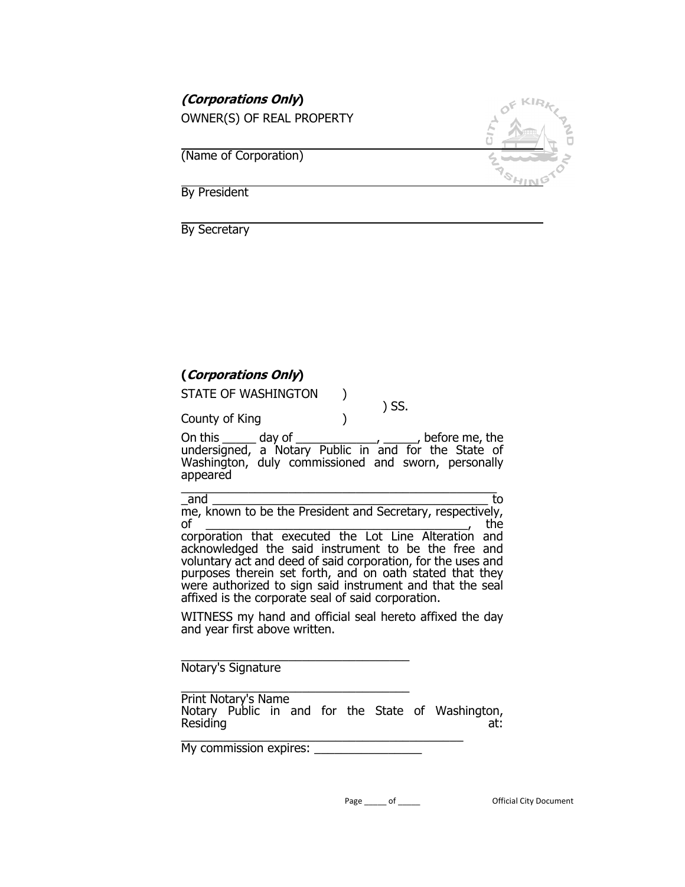***(Corporations Only)***

OWNER(S) OF REAL PROPERTY

\_\_\_\_\_\_\_\_\_\_\_\_\_\_\_\_\_\_\_\_\_\_\_\_\_\_\_\_\_\_\_\_\_\_\_\_\_\_\_\_\_\_\_\_

(Name of Corporation)

\_\_\_\_\_\_\_\_\_\_\_\_\_\_\_\_\_\_\_\_\_\_\_\_\_\_\_\_\_\_\_\_\_\_\_\_\_\_\_\_\_\_\_\_

By President

\_\_\_\_\_\_\_\_\_\_\_\_\_\_\_\_\_\_\_\_\_\_\_\_\_\_\_\_\_\_\_\_\_\_\_\_\_\_\_\_\_\_\_\_

By Secretary

**(*Corporations Only*)**

STATE OF WASHINGTON )
) SS.
County of King )

On this _____ day of _____________, ______, before me, the undersigned, a Notary Public in and for the State of Washington, duly commissioned and sworn, personally appeared

_______________________________________________

_and _____________________________________________ to me, known to be the President and Secretary, respectively, of ________________________________________, the corporation that executed the Lot Line Alteration and acknowledged the said instrument to be the free and voluntary act and deed of said corporation, for the uses and purposes therein set forth, and on oath stated that they were authorized to sign said instrument and that the seal affixed is the corporate seal of said corporation.

WITNESS my hand and official seal hereto affixed the day and year first above written.

___________________________________

Notary's Signature

___________________________________

Print Notary's Name

Notary Public in and for the State of Washington, Residing at:

___________________________________________

My commission expires: ________________

Official City Document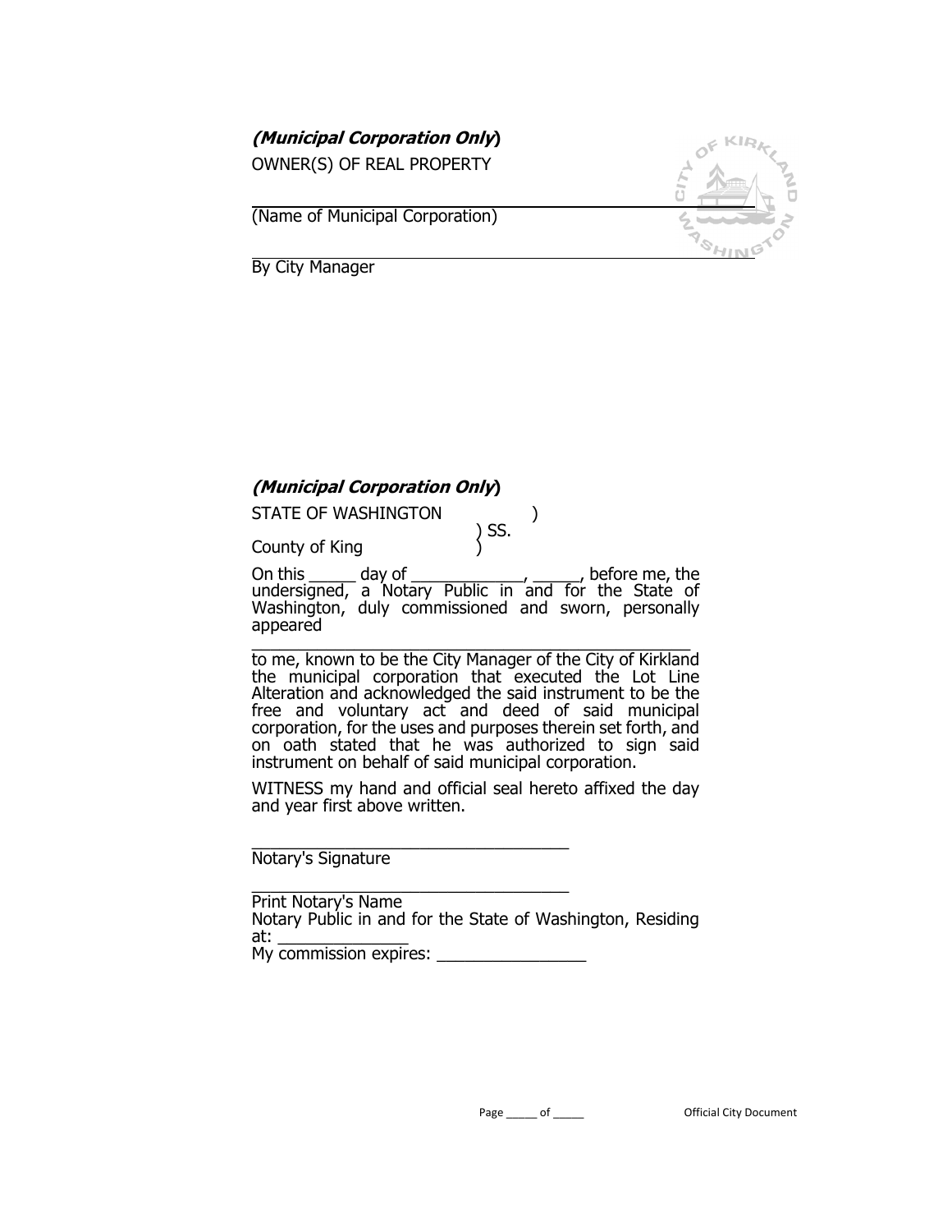***(Municipal Corporation Only)***

OWNER(S) OF REAL PROPERTY

\_\_\_\_\_\_\_\_\_\_\_\_\_\_\_\_\_\_\_\_\_\_\_\_\_\_\_\_\_\_\_\_\_\_\_\_\_\_\_\_\_\_\_\_\_\_\_\_

(Name of Municipal Corporation)

\_\_\_\_\_\_\_\_\_\_\_\_\_\_\_\_\_\_\_\_\_\_\_\_\_\_\_\_\_\_\_\_\_\_\_\_\_\_\_\_\_\_\_\_\_\_\_\_

By City Manager

***(Municipal Corporation Only)***

STATE OF WASHINGTON )
) SS.
County of King )

On this _____ day of ____________, _____, before me, the undersigned, a Notary Public in and for the State of Washington, duly commissioned and sworn, personally appeared

\_\_\_\_\_\_\_\_\_\_\_\_\_\_\_\_\_\_\_\_\_\_\_\_\_\_\_\_\_\_\_\_\_\_\_\_\_\_\_\_\_\_\_\_\_\_\_\_

to me, known to be the City Manager of the City of Kirkland the municipal corporation that executed the Lot Line Alteration and acknowledged the said instrument to be the free and voluntary act and deed of said municipal corporation, for the uses and purposes therein set forth, and on oath stated that he was authorized to sign said instrument on behalf of said municipal corporation.

WITNESS my hand and official seal hereto affixed the day and year first above written.

\_\_\_\_\_\_\_\_\_\_\_\_\_\_\_\_\_\_\_\_\_\_\_\_\_\_\_\_\_\_\_\_\_\_\_\_

Notary's Signature

\_\_\_\_\_\_\_\_\_\_\_\_\_\_\_\_\_\_\_\_\_\_\_\_\_\_\_\_\_\_\_\_\_\_\_\_

Print Notary's Name

Notary Public in and for the State of Washington, Residing at: ______________

My commission expires: ________________

Official City Document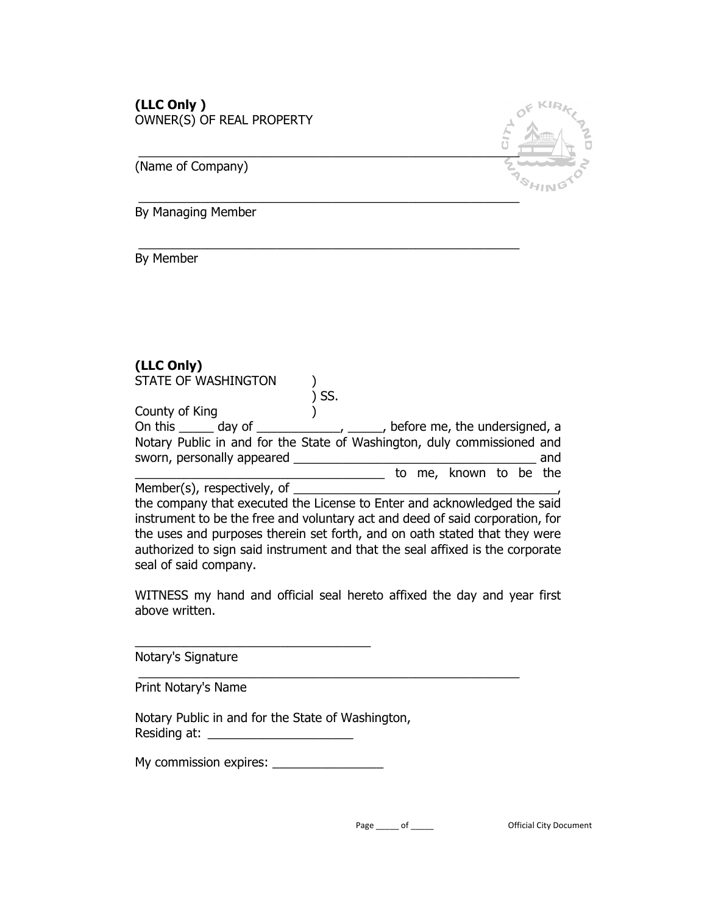**(LLC Only )**
OWNER(S) OF REAL PROPERTY

_______________________________________________________
(Name of Company)

_______________________________________________________
By Managing Member

_______________________________________________________
By Member

**(LLC Only)**
STATE OF WASHINGTON )
) SS.
County of King )

On this _____ day of ____________, _____, before me, the undersigned, a Notary Public in and for the State of Washington, duly commissioned and sworn, personally appeared ___________________________________ and ___________________________________ to me, known to be the Member(s), respectively, of _____________________________________, the company that executed the License to Enter and acknowledged the said instrument to be the free and voluntary act and deed of said corporation, for the uses and purposes therein set forth, and on oath stated that they were authorized to sign said instrument and that the seal affixed is the corporate seal of said company.

WITNESS my hand and official seal hereto affixed the day and year first above written.

__________________________________
Notary's Signature

_______________________________________________________
Print Notary's Name

Notary Public in and for the State of Washington,
Residing at: _____________________

My commission expires: ________________

Official City Document